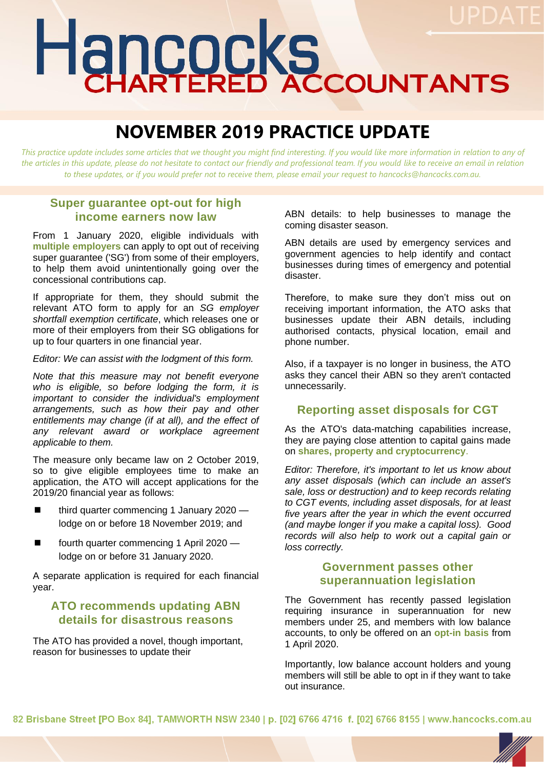# Hancocks CHARTERED ACCOUNTANTS

UPDATE

## NOVEMBER 2019 PRACTICE UPDATE

*This practice update includes some articles that we thought you might find interesting. If you would like more information in relation to any of the articles in this update, please do not hesitate to contact our friendly and professional team. If you would like to receive an email in relation to these updates, or if you would prefer not to receive them, please email your request to hancocks@hancocks.com.au.*

### Super guarantee opt-out for high income earners now law

From 1 January 2020, eligible individuals with **multiple employers** can apply to opt out of receiving super guarantee ('SG') from some of their employers, to help them avoid unintentionally going over the concessional contributions cap.

If appropriate for them, they should submit the relevant ATO form to apply for an *SG employer shortfall exemption certificate*, which releases one or more of their employers from their SG obligations for up to four quarters in one financial year.

*Editor: We can assist with the lodgment of this form.*

*Note that this measure may not benefit everyone who is eligible, so before lodging the form, it is important to consider the individual's employment arrangements, such as how their pay and other entitlements may change (if at all), and the effect of any relevant award or workplace agreement applicable to them.*

The measure only became law on 2 October 2019, so to give eligible employees time to make an application, the ATO will accept applications for the 2019/20 financial year as follows:

- third quarter commencing 1 January 2020 — lodge on or before 18 November 2019; and
- fourth quarter commencing 1 April 2020 — lodge on or before 31 January 2020.

A separate application is required for each financial year.

### ATO recommends updating ABN details for disastrous reasons

The ATO has provided a novel, though important, reason for businesses to update their ABN details: to help businesses to manage the coming disaster season.

ABN details are used by emergency services and government agencies to help identify and contact businesses during times of emergency and potential disaster.

Therefore, to make sure they don't miss out on receiving important information, the ATO asks that businesses update their ABN details, including authorised contacts, physical location, email and phone number.

Also, if a taxpayer is no longer in business, the ATO asks they cancel their ABN so they aren't contacted unnecessarily.

### Reporting asset disposals for CGT

As the ATO's data-matching capabilities increase, they are paying close attention to capital gains made on **shares, property and cryptocurrency**.

*Editor: Therefore, it's important to let us know about any asset disposals (which can include an asset's sale, loss or destruction) and to keep records relating to CGT events, including asset disposals, for at least five years after the year in which the event occurred (and maybe longer if you make a capital loss). Good records will also help to work out a capital gain or loss correctly.*

### Government passes other superannuation legislation

The Government has recently passed legislation requiring insurance in superannuation for new members under 25, and members with low balance accounts, to only be offered on an **opt-in basis** from 1 April 2020.

Importantly, low balance account holders and young members will still be able to opt in if they want to take out insurance.

82 Brisbane Street [PO Box 84], TAMWORTH NSW 2340 | p. [02] 6766 4716 f. [02] 6766 8155 | www.hancocks.com.au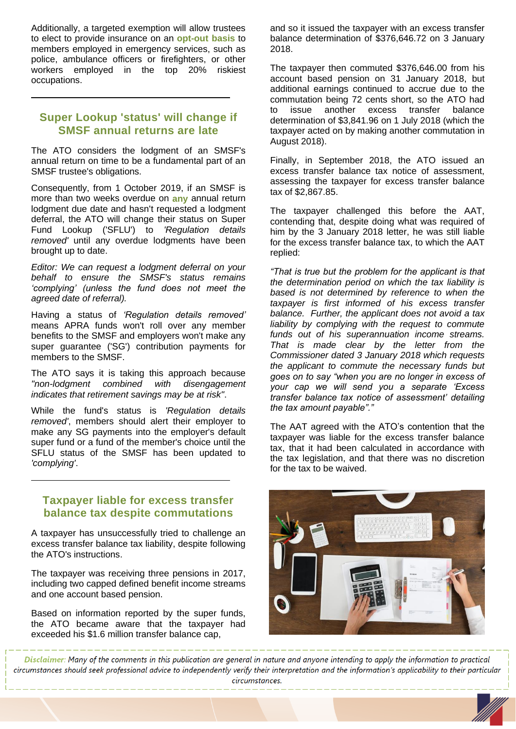Additionally, a targeted exemption will allow trustees to elect to provide insurance on an **opt-out basis** to members employed in emergency services, such as police, ambulance officers or firefighters, or other workers employed in the top 20% riskiest occupations.

## Super Lookup 'status' will change if SMSF annual returns are late

The ATO considers the lodgment of an SMSF's annual return on time to be a fundamental part of an SMSF trustee's obligations.

Consequently, from 1 October 2019, if an SMSF is more than two weeks overdue on **any** annual return lodgment due date and hasn't requested a lodgment deferral, the ATO will change their status on Super Fund Lookup ('SFLU') to *'Regulation details removed'* until any overdue lodgments have been brought up to date.

*Editor: We can request a lodgment deferral on your behalf to ensure the SMSF's status remains 'complying' (unless the fund does not meet the agreed date of referral).*

Having a status of *'Regulation details removed'* means APRA funds won't roll over any member benefits to the SMSF and employers won't make any super guarantee ('SG') contribution payments for members to the SMSF.

The ATO says it is taking this approach because *"non-lodgment combined with disengagement indicates that retirement savings may be at risk"*.

While the fund's status is *'Regulation details removed'*, members should alert their employer to make any SG payments into the employer's default super fund or a fund of the member's choice until the SFLU status of the SMSF has been updated to *'complying'*.

## Taxpayer liable for excess transfer balance tax despite commutations

A taxpayer has unsuccessfully tried to challenge an excess transfer balance tax liability, despite following the ATO's instructions.

The taxpayer was receiving three pensions in 2017, including two capped defined benefit income streams and one account based pension.

Based on information reported by the super funds, the ATO became aware that the taxpayer had exceeded his $1.6 million transfer balance cap, and so it issued the taxpayer with an excess transfer balance determination of $376,646.72 on 3 January 2018.

The taxpayer then commuted $376,646.00 from his account based pension on 31 January 2018, but additional earnings continued to accrue due to the commutation being 72 cents short, so the ATO had to issue another excess transfer balance determination of $3,841.96 on 1 July 2018 (which the taxpayer acted on by making another commutation in August 2018).

Finally, in September 2018, the ATO issued an excess transfer balance tax notice of assessment, assessing the taxpayer for excess transfer balance tax of $2,867.85.

The taxpayer challenged this before the AAT, contending that, despite doing what was required of him by the 3 January 2018 letter, he was still liable for the excess transfer balance tax, to which the AAT replied:

*"That is true but the problem for the applicant is that the determination period on which the tax liability is based is not determined by reference to when the taxpayer is first informed of his excess transfer balance. Further, the applicant does not avoid a tax liability by complying with the request to commute funds out of his superannuation income streams. That is made clear by the letter from the Commissioner dated 3 January 2018 which requests the applicant to commute the necessary funds but goes on to say "when you are no longer in excess of your cap we will send you a separate 'Excess transfer balance tax notice of assessment' detailing the tax amount payable"."*

The AAT agreed with the ATO's contention that the taxpayer was liable for the excess transfer balance tax, that it had been calculated in accordance with the tax legislation, and that there was no discretion for the tax to be waived.

***Disclaimer:*** *Many of the comments in this publication are general in nature and anyone intending to apply the information to practical circumstances should seek professional advice to independently verify their interpretation and the information's applicability to their particular circumstances.*